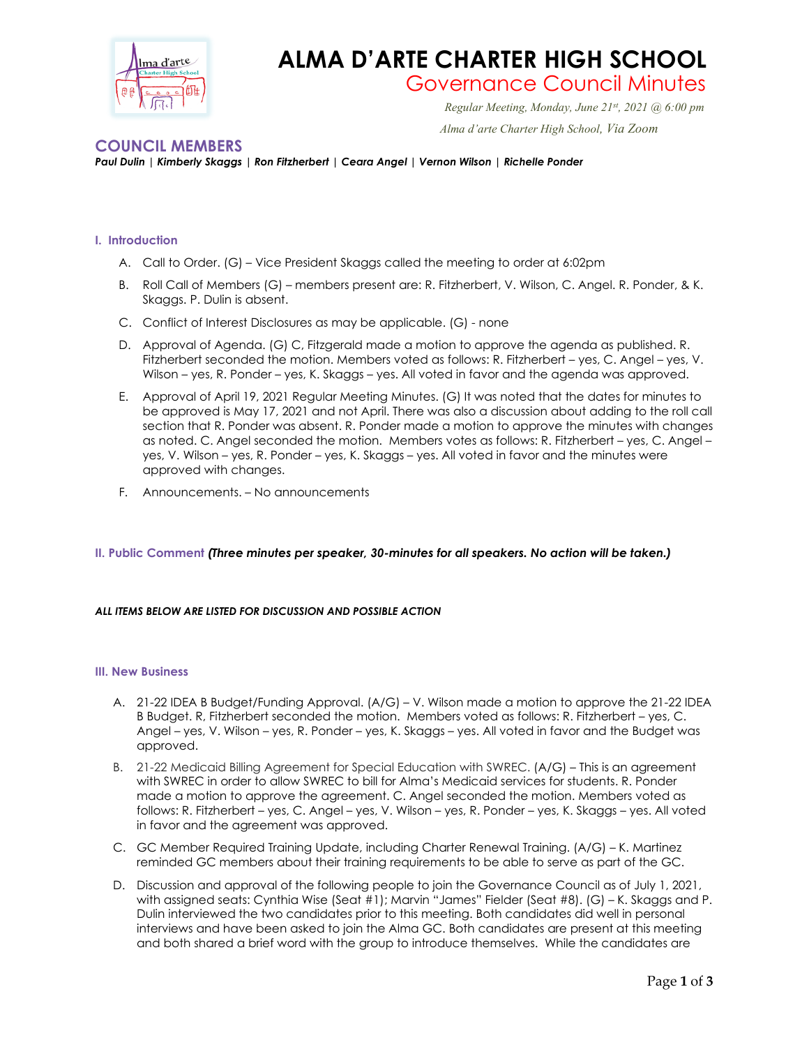# ALMA D'ARTE CHARTER HIGH SCHOOL

## Governance Council Minutes

*Regular Meeting, Monday, June 21st, 2021 @ 6:00 pm*

*Alma d'arte Charter High School, Via Zoom*

## COUNCIL MEMBERS

***Paul Dulin | Kimberly Skaggs | Ron Fitzherbert | Ceara Angel | Vernon Wilson | Richelle Ponder***

### I. Introduction

A. Call to Order. (G) – Vice President Skaggs called the meeting to order at 6:02pm

B. Roll Call of Members (G) – members present are: R. Fitzherbert, V. Wilson, C. Angel. R. Ponder, & K. Skaggs. P. Dulin is absent.

C. Conflict of Interest Disclosures as may be applicable. (G) - none

D. Approval of Agenda. (G) C, Fitzgerald made a motion to approve the agenda as published. R. Fitzherbert seconded the motion. Members voted as follows: R. Fitzherbert – yes, C. Angel – yes, V. Wilson – yes, R. Ponder – yes, K. Skaggs – yes. All voted in favor and the agenda was approved.

E. Approval of April 19, 2021 Regular Meeting Minutes. (G) It was noted that the dates for minutes to be approved is May 17, 2021 and not April. There was also a discussion about adding to the roll call section that R. Ponder was absent. R. Ponder made a motion to approve the minutes with changes as noted. C. Angel seconded the motion. Members votes as follows: R. Fitzherbert – yes, C. Angel – yes, V. Wilson – yes, R. Ponder – yes, K. Skaggs – yes. All voted in favor and the minutes were approved with changes.

F. Announcements. – No announcements

### II. Public Comment *(Three minutes per speaker, 30-minutes for all speakers. No action will be taken.)*

***ALL ITEMS BELOW ARE LISTED FOR DISCUSSION AND POSSIBLE ACTION***

### III. New Business

A. 21-22 IDEA B Budget/Funding Approval. (A/G) – V. Wilson made a motion to approve the 21-22 IDEA B Budget. R, Fitzherbert seconded the motion. Members voted as follows: R. Fitzherbert – yes, C. Angel – yes, V. Wilson – yes, R. Ponder – yes, K. Skaggs – yes. All voted in favor and the Budget was approved.

B. 21-22 Medicaid Billing Agreement for Special Education with SWREC. (A/G) – This is an agreement with SWREC in order to allow SWREC to bill for Alma's Medicaid services for students. R. Ponder made a motion to approve the agreement. C. Angel seconded the motion. Members voted as follows: R. Fitzherbert – yes, C. Angel – yes, V. Wilson – yes, R. Ponder – yes, K. Skaggs – yes. All voted in favor and the agreement was approved.

C. GC Member Required Training Update, including Charter Renewal Training. (A/G) – K. Martinez reminded GC members about their training requirements to be able to serve as part of the GC.

D. Discussion and approval of the following people to join the Governance Council as of July 1, 2021, with assigned seats: Cynthia Wise (Seat #1); Marvin "James" Fielder (Seat #8). (G) – K. Skaggs and P. Dulin interviewed the two candidates prior to this meeting. Both candidates did well in personal interviews and have been asked to join the Alma GC. Both candidates are present at this meeting and both shared a brief word with the group to introduce themselves. While the candidates are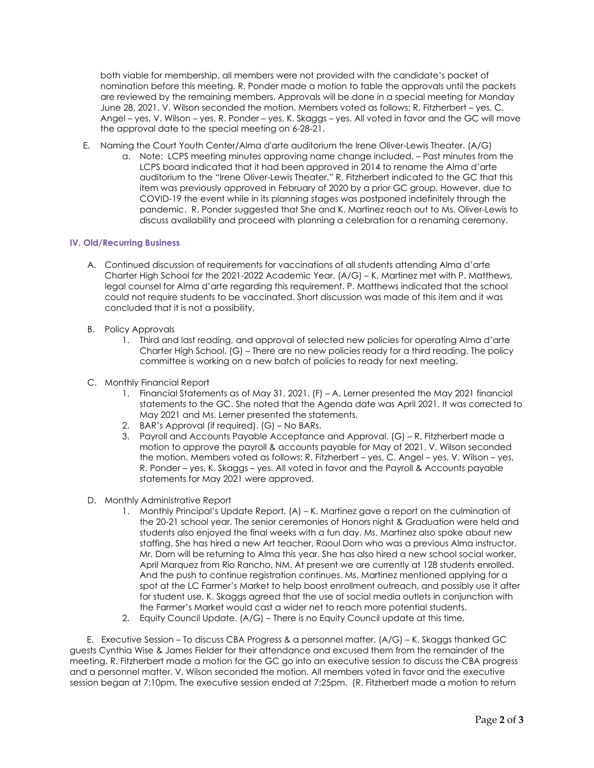both viable for membership, all members were not provided with the candidate's packet of nomination before this meeting. R. Ponder made a motion to table the approvals until the packets are reviewed by the remaining members. Approvals will be done in a special meeting for Monday June 28, 2021. V. Wilson seconded the motion. Members voted as follows: R. Fitzherbert – yes, C. Angel – yes, V. Wilson – yes, R. Ponder – yes, K. Skaggs – yes. All voted in favor and the GC will move the approval date to the special meeting on 6-28-21.

E. Naming the Court Youth Center/Alma d'arte auditorium the Irene Oliver-Lewis Theater. (A/G)
   a. Note: LCPS meeting minutes approving name change included. – Past minutes from the LCPS board indicated that it had been approved in 2014 to rename the Alma d'arte auditorium to the "Irene Oliver-Lewis Theater." R. Fitzherbert indicated to the GC that this item was previously approved in February of 2020 by a prior GC group. However, due to COVID-19 the event while in its planning stages was postponed indefinitely through the pandemic. R. Ponder suggested that She and K. Martinez reach out to Ms. Oliver-Lewis to discuss availability and proceed with planning a celebration for a renaming ceremony.

## IV. Old/Recurring Business

A. Continued discussion of requirements for vaccinations of all students attending Alma d'arte Charter High School for the 2021-2022 Academic Year. (A/G) – K. Martinez met with P. Matthews, legal counsel for Alma d'arte regarding this requirement. P. Matthews indicated that the school could not require students to be vaccinated. Short discussion was made of this item and it was concluded that it is not a possibility,

B. Policy Approvals
   1. Third and last reading, and approval of selected new policies for operating Alma d'arte Charter High School. (G) – There are no new policies ready for a third reading. The policy committee is working on a new batch of policies to ready for next meeting.

C. Monthly Financial Report
   1. Financial Statements as of May 31, 2021. (F) – A. Lerner presented the May 2021 financial statements to the GC. She noted that the Agenda date was April 2021. It was corrected to May 2021 and Ms. Lerner presented the statements.
   2. BAR's Approval (if required). (G) – No BARs.
   3. Payroll and Accounts Payable Acceptance and Approval. (G) – R. Fitzherbert made a motion to approve the payroll & accounts payable for May of 2021. V. Wilson seconded the motion. Members voted as follows: R. Fitzherbert – yes, C. Angel – yes, V. Wilson – yes, R. Ponder – yes, K. Skaggs – yes. All voted in favor and the Payroll & Accounts payable statements for May 2021 were approved.

D. Monthly Administrative Report
   1. Monthly Principal's Update Report. (A) – K. Martinez gave a report on the culmination of the 20-21 school year. The senior ceremonies of Honors night & Graduation were held and students also enjoyed the final weeks with a fun day. Ms. Martinez also spoke about new staffing. She has hired a new Art teacher, Raoul Dorn who was a previous Alma instructor. Mr. Dorn will be returning to Alma this year. She has also hired a new school social worker, April Marquez from Rio Rancho, NM. At present we are currently at 128 students enrolled. And the push to continue registration continues. Ms. Martinez mentioned applying for a spot at the LC Farmer's Market to help boost enrollment outreach, and possibly use it after for student use. K. Skaggs agreed that the use of social media outlets in conjunction with the Farmer's Market would cast a wider net to reach more potential students.
   2. Equity Council Update. (A/G) – There is no Equity Council update at this time.

E. Executive Session – To discuss CBA Progress & a personnel matter. (A/G) – K. Skaggs thanked GC guests Cynthia Wise & James Fielder for their attendance and excused them from the remainder of the meeting. R. Fitzherbert made a motion for the GC go into an executive session to discuss the CBA progress and a personnel matter. V. Wilson seconded the motion. All members voted in favor and the executive session began at 7:10pm. The executive session ended at 7:25pm. (R. Fitzherbert made a motion to return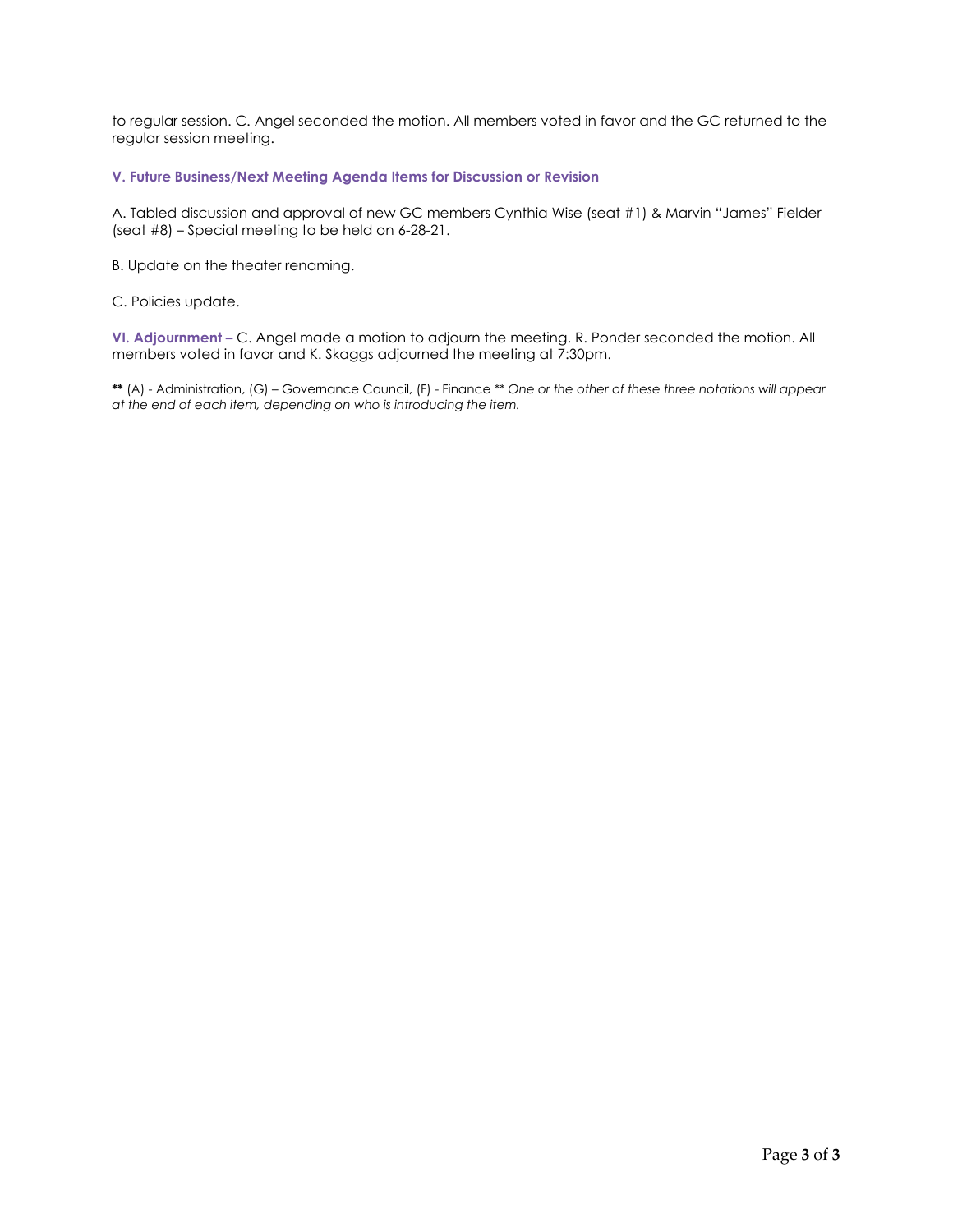to regular session. C. Angel seconded the motion. All members voted in favor and the GC returned to the regular session meeting.

### V. Future Business/Next Meeting Agenda Items for Discussion or Revision

A. Tabled discussion and approval of new GC members Cynthia Wise (seat #1) & Marvin "James" Fielder (seat #8) – Special meeting to be held on 6-28-21.

B. Update on the theater renaming.

C. Policies update.

**VI. Adjournment –** C. Angel made a motion to adjourn the meeting. R. Ponder seconded the motion. All members voted in favor and K. Skaggs adjourned the meeting at 7:30pm.

**\*\*** (A) - Administration, (G) – Governance Council, (F) - Finance *\*\* One or the other of these three notations will appear at the end of <u>each</u> item, depending on who is introducing the item.*